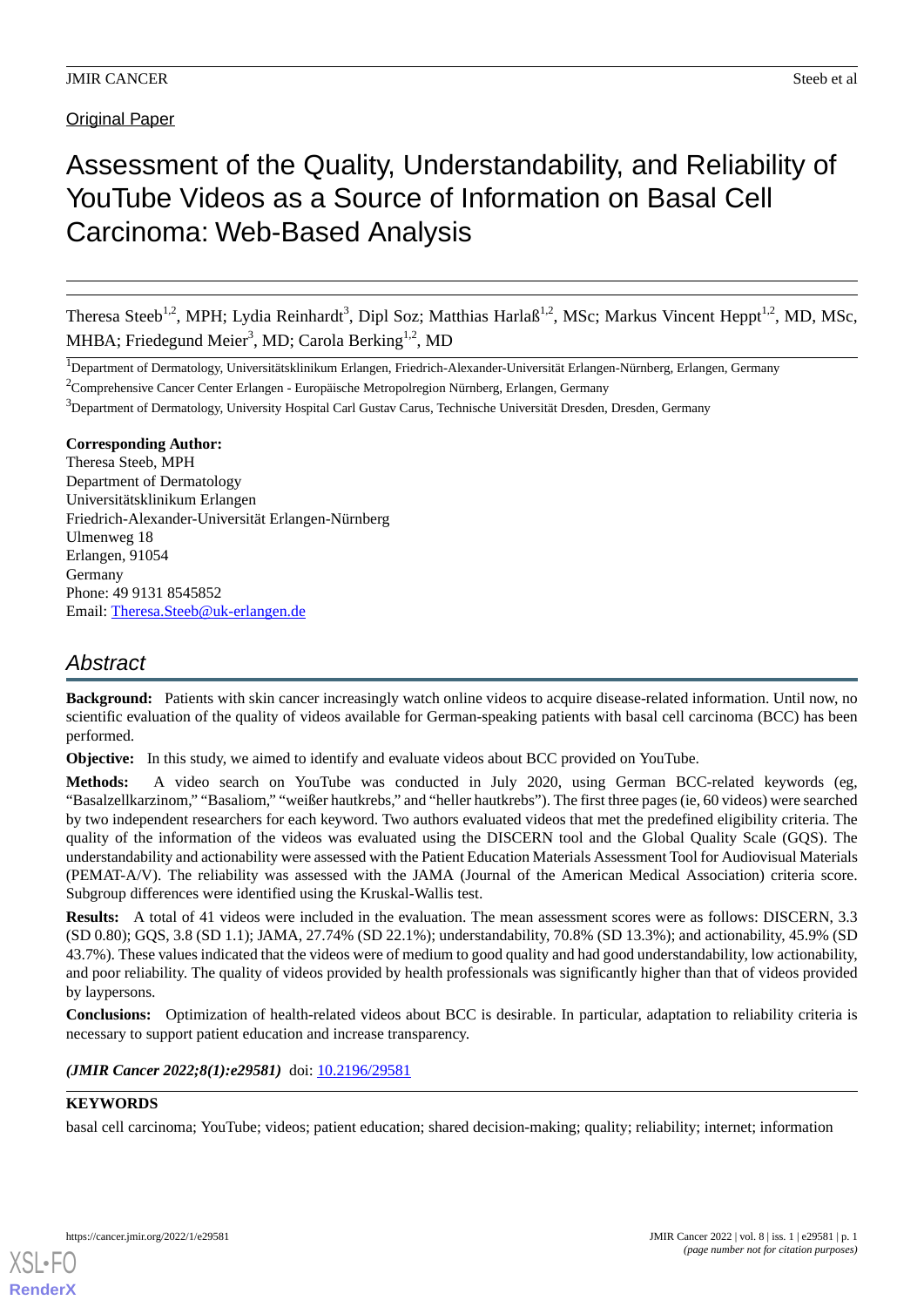Original Paper

# Assessment of the Quality, Understandability, and Reliability of YouTube Videos as a Source of Information on Basal Cell Carcinoma: Web-Based Analysis

Theresa Steeb[1,2], MPH; Lydia Reinhardt[3], Dipl Soz; Matthias Harlaß[1,2], MSc; Markus Vincent Heppt[1,2], MD, MSc, MHBA; Friedegund Meier[3], MD; Carola Berking[1,2], MD

[1]Department of Dermatology, Universitätsklinikum Erlangen, Friedrich-Alexander-Universität Erlangen-Nürnberg, Erlangen, Germany

[2]Comprehensive Cancer Center Erlangen - Europäische Metropolregion Nürnberg, Erlangen, Germany

[3]Department of Dermatology, University Hospital Carl Gustav Carus, Technische Universität Dresden, Dresden, Germany

**Corresponding Author:**
Theresa Steeb, MPH
Department of Dermatology
Universitätsklinikum Erlangen
Friedrich-Alexander-Universität Erlangen-Nürnberg
Ulmenweg 18
Erlangen, 91054
Germany
Phone: 49 9131 8545852
Email: Theresa.Steeb@uk-erlangen.de

## Abstract

**Background:** Patients with skin cancer increasingly watch online videos to acquire disease-related information. Until now, no scientific evaluation of the quality of videos available for German-speaking patients with basal cell carcinoma (BCC) has been performed.

**Objective:** In this study, we aimed to identify and evaluate videos about BCC provided on YouTube.

**Methods:** A video search on YouTube was conducted in July 2020, using German BCC-related keywords (eg, "Basalzellkarzinom," "Basaliom," "weißer hautkrebs," and "heller hautkrebs"). The first three pages (ie, 60 videos) were searched by two independent researchers for each keyword. Two authors evaluated videos that met the predefined eligibility criteria. The quality of the information of the videos was evaluated using the DISCERN tool and the Global Quality Scale (GQS). The understandability and actionability were assessed with the Patient Education Materials Assessment Tool for Audiovisual Materials (PEMAT-A/V). The reliability was assessed with the JAMA (Journal of the American Medical Association) criteria score. Subgroup differences were identified using the Kruskal-Wallis test.

**Results:** A total of 41 videos were included in the evaluation. The mean assessment scores were as follows: DISCERN, 3.3 (SD 0.80); GQS, 3.8 (SD 1.1); JAMA, 27.74% (SD 22.1%); understandability, 70.8% (SD 13.3%); and actionability, 45.9% (SD 43.7%). These values indicated that the videos were of medium to good quality and had good understandability, low actionability, and poor reliability. The quality of videos provided by health professionals was significantly higher than that of videos provided by laypersons.

**Conclusions:** Optimization of health-related videos about BCC is desirable. In particular, adaptation to reliability criteria is necessary to support patient education and increase transparency.

***(JMIR Cancer 2022;8(1):e29581)*** doi: 10.2196/29581

**KEYWORDS**

basal cell carcinoma; YouTube; videos; patient education; shared decision-making; quality; reliability; internet; information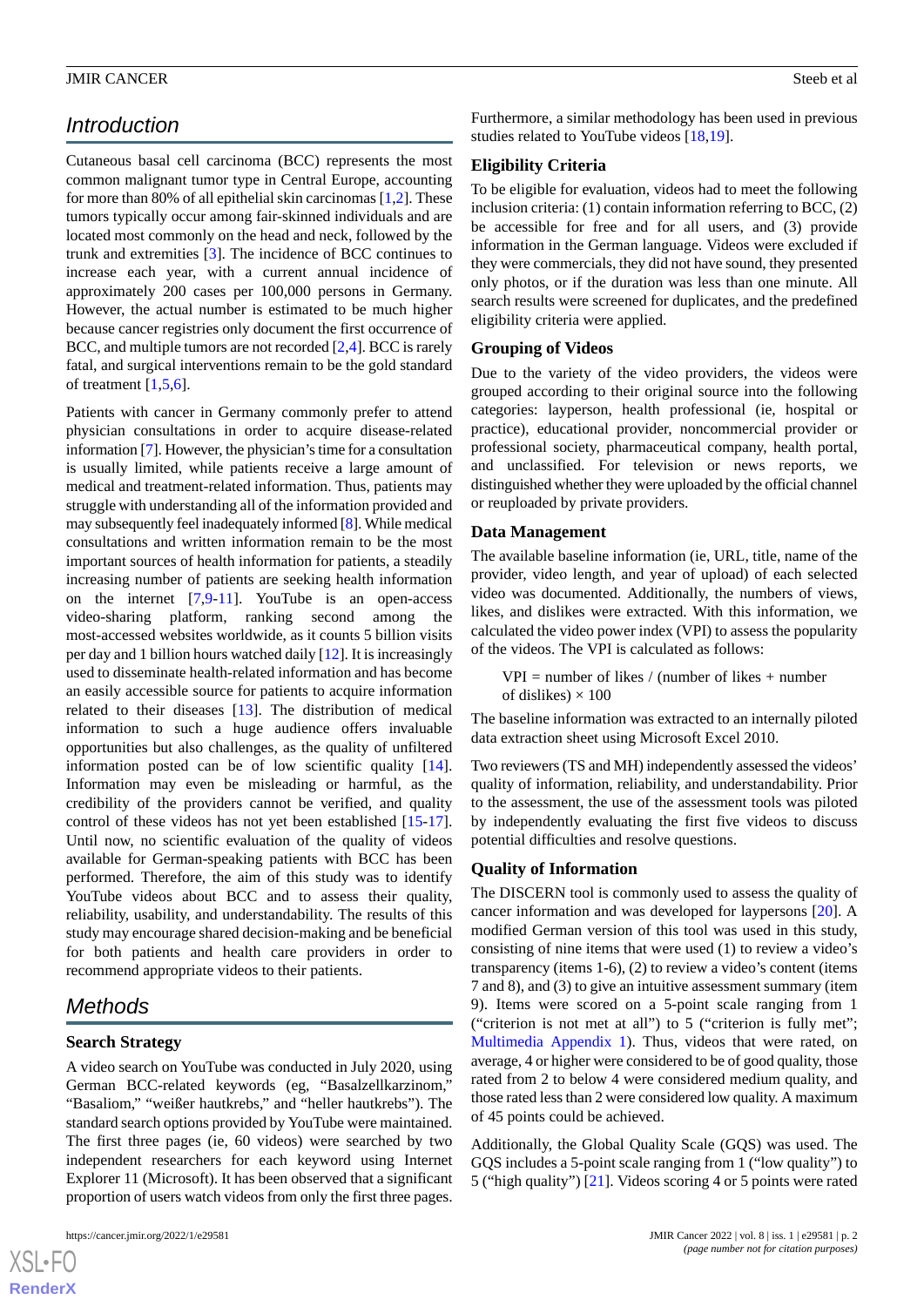## Introduction

Cutaneous basal cell carcinoma (BCC) represents the most common malignant tumor type in Central Europe, accounting for more than 80% of all epithelial skin carcinomas [1,2]. These tumors typically occur among fair-skinned individuals and are located most commonly on the head and neck, followed by the trunk and extremities [3]. The incidence of BCC continues to increase each year, with a current annual incidence of approximately 200 cases per 100,000 persons in Germany. However, the actual number is estimated to be much higher because cancer registries only document the first occurrence of BCC, and multiple tumors are not recorded [2,4]. BCC is rarely fatal, and surgical interventions remain to be the gold standard of treatment [1,5,6].

Patients with cancer in Germany commonly prefer to attend physician consultations in order to acquire disease-related information [7]. However, the physician's time for a consultation is usually limited, while patients receive a large amount of medical and treatment-related information. Thus, patients may struggle with understanding all of the information provided and may subsequently feel inadequately informed [8]. While medical consultations and written information remain to be the most important sources of health information for patients, a steadily increasing number of patients are seeking health information on the internet [7,9-11]. YouTube is an open-access video-sharing platform, ranking second among the most-accessed websites worldwide, as it counts 5 billion visits per day and 1 billion hours watched daily [12]. It is increasingly used to disseminate health-related information and has become an easily accessible source for patients to acquire information related to their diseases [13]. The distribution of medical information to such a huge audience offers invaluable opportunities but also challenges, as the quality of unfiltered information posted can be of low scientific quality [14]. Information may even be misleading or harmful, as the credibility of the providers cannot be verified, and quality control of these videos has not yet been established [15-17]. Until now, no scientific evaluation of the quality of videos available for German-speaking patients with BCC has been performed. Therefore, the aim of this study was to identify YouTube videos about BCC and to assess their quality, reliability, usability, and understandability. The results of this study may encourage shared decision-making and be beneficial for both patients and health care providers in order to recommend appropriate videos to their patients.

## Methods

### Search Strategy

A video search on YouTube was conducted in July 2020, using German BCC-related keywords (eg, "Basalzellkarzinom," "Basaliom," "weißer hautkrebs," and "heller hautkrebs"). The standard search options provided by YouTube were maintained. The first three pages (ie, 60 videos) were searched by two independent researchers for each keyword using Internet Explorer 11 (Microsoft). It has been observed that a significant proportion of users watch videos from only the first three pages. Furthermore, a similar methodology has been used in previous studies related to YouTube videos [18,19].

### Eligibility Criteria

To be eligible for evaluation, videos had to meet the following inclusion criteria: (1) contain information referring to BCC, (2) be accessible for free and for all users, and (3) provide information in the German language. Videos were excluded if they were commercials, they did not have sound, they presented only photos, or if the duration was less than one minute. All search results were screened for duplicates, and the predefined eligibility criteria were applied.

### Grouping of Videos

Due to the variety of the video providers, the videos were grouped according to their original source into the following categories: layperson, health professional (ie, hospital or practice), educational provider, noncommercial provider or professional society, pharmaceutical company, health portal, and unclassified. For television or news reports, we distinguished whether they were uploaded by the official channel or reuploaded by private providers.

### Data Management

The available baseline information (ie, URL, title, name of the provider, video length, and year of upload) of each selected video was documented. Additionally, the numbers of views, likes, and dislikes were extracted. With this information, we calculated the video power index (VPI) to assess the popularity of the videos. The VPI is calculated as follows:

$$\text{VPI} = \text{number of likes} / (\text{number of likes} + \text{number of dislikes}) \times 100$$

The baseline information was extracted to an internally piloted data extraction sheet using Microsoft Excel 2010.

Two reviewers (TS and MH) independently assessed the videos' quality of information, reliability, and understandability. Prior to the assessment, the use of the assessment tools was piloted by independently evaluating the first five videos to discuss potential difficulties and resolve questions.

### Quality of Information

The DISCERN tool is commonly used to assess the quality of cancer information and was developed for laypersons [20]. A modified German version of this tool was used in this study, consisting of nine items that were used (1) to review a video's transparency (items 1-6), (2) to review a video's content (items 7 and 8), and (3) to give an intuitive assessment summary (item 9). Items were scored on a 5-point scale ranging from 1 ("criterion is not met at all") to 5 ("criterion is fully met"; Multimedia Appendix 1). Thus, videos that were rated, on average, 4 or higher were considered to be of good quality, those rated from 2 to below 4 were considered medium quality, and those rated less than 2 were considered low quality. A maximum of 45 points could be achieved.

Additionally, the Global Quality Scale (GQS) was used. The GQS includes a 5-point scale ranging from 1 ("low quality") to 5 ("high quality") [21]. Videos scoring 4 or 5 points were rated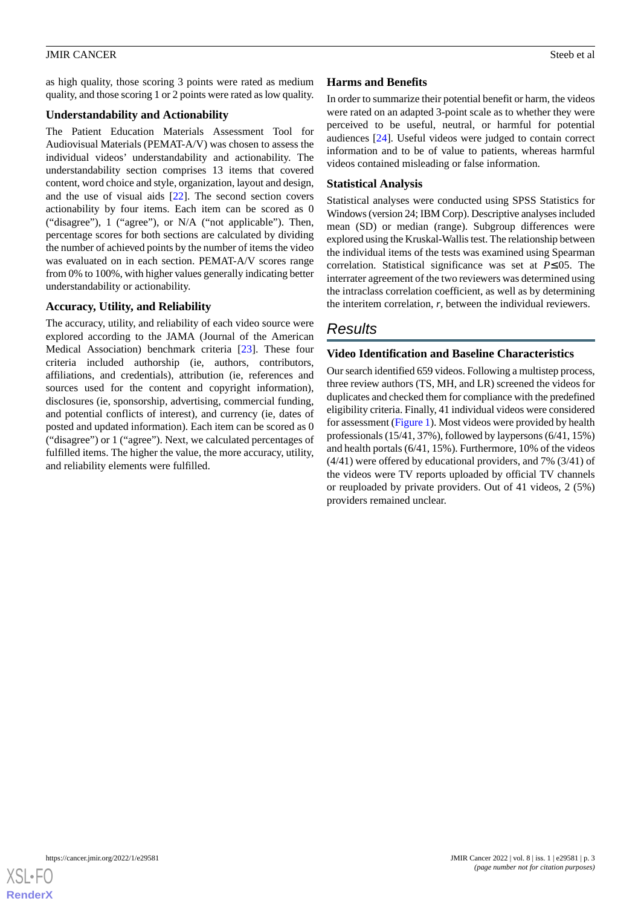as high quality, those scoring 3 points were rated as medium quality, and those scoring 1 or 2 points were rated as low quality.

### Understandability and Actionability

The Patient Education Materials Assessment Tool for Audiovisual Materials (PEMAT-A/V) was chosen to assess the individual videos' understandability and actionability. The understandability section comprises 13 items that covered content, word choice and style, organization, layout and design, and the use of visual aids [22]. The second section covers actionability by four items. Each item can be scored as 0 ("disagree"), 1 ("agree"), or N/A ("not applicable"). Then, percentage scores for both sections are calculated by dividing the number of achieved points by the number of items the video was evaluated on in each section. PEMAT-A/V scores range from 0% to 100%, with higher values generally indicating better understandability or actionability.

### Accuracy, Utility, and Reliability

The accuracy, utility, and reliability of each video source were explored according to the JAMA (Journal of the American Medical Association) benchmark criteria [23]. These four criteria included authorship (ie, authors, contributors, affiliations, and credentials), attribution (ie, references and sources used for the content and copyright information), disclosures (ie, sponsorship, advertising, commercial funding, and potential conflicts of interest), and currency (ie, dates of posted and updated information). Each item can be scored as 0 ("disagree") or 1 ("agree"). Next, we calculated percentages of fulfilled items. The higher the value, the more accuracy, utility, and reliability elements were fulfilled.

### Harms and Benefits

In order to summarize their potential benefit or harm, the videos were rated on an adapted 3-point scale as to whether they were perceived to be useful, neutral, or harmful for potential audiences [24]. Useful videos were judged to contain correct information and to be of value to patients, whereas harmful videos contained misleading or false information.

### Statistical Analysis

Statistical analyses were conducted using SPSS Statistics for Windows (version 24; IBM Corp). Descriptive analyses included mean (SD) or median (range). Subgroup differences were explored using the Kruskal-Wallis test. The relationship between the individual items of the tests was examined using Spearman correlation. Statistical significance was set at $P≤.05$. The interrater agreement of the two reviewers was determined using the intraclass correlation coefficient, as well as by determining the interitem correlation, *r*, between the individual reviewers.

## Results

### Video Identification and Baseline Characteristics

Our search identified 659 videos. Following a multistep process, three review authors (TS, MH, and LR) screened the videos for duplicates and checked them for compliance with the predefined eligibility criteria. Finally, 41 individual videos were considered for assessment (Figure 1). Most videos were provided by health professionals (15/41, 37%), followed by laypersons (6/41, 15%) and health portals (6/41, 15%). Furthermore, 10% of the videos (4/41) were offered by educational providers, and 7% (3/41) of the videos were TV reports uploaded by official TV channels or reuploaded by private providers. Out of 41 videos, 2 (5%) providers remained unclear.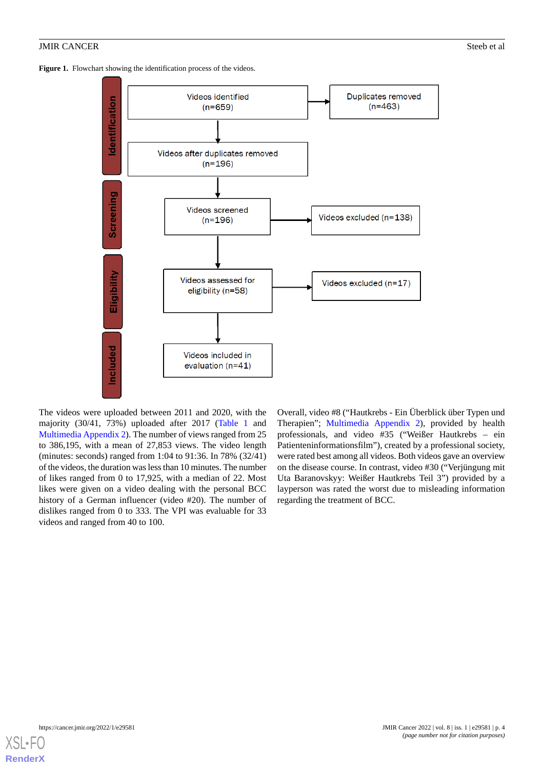**Figure 1.** Flowchart showing the identification process of the videos.

| Stage | Process | Exclusions |
| --- | --- | --- |
| Identification | Videos identified (n=659) | Duplicates removed (n=463) |
| Identification | Videos after duplicates removed (n=196) | |
| Screening | Videos screened (n=196) | Videos excluded (n=138) |
| Eligibility | Videos assessed for eligibility (n=58) | Videos excluded (n=17) |
| Included | Videos included in evaluation (n=41) | |

The videos were uploaded between 2011 and 2020, with the majority (30/41, 73%) uploaded after 2017 (Table 1 and Multimedia Appendix 2). The number of views ranged from 25 to 386,195, with a mean of 27,853 views. The video length (minutes: seconds) ranged from 1:04 to 91:36. In 78% (32/41) of the videos, the duration was less than 10 minutes. The number of likes ranged from 0 to 17,925, with a median of 22. Most likes were given on a video dealing with the personal BCC history of a German influencer (video #20). The number of dislikes ranged from 0 to 333. The VPI was evaluable for 33 videos and ranged from 40 to 100.

Overall, video #8 ("Hautkrebs - Ein Überblick über Typen und Therapien"; Multimedia Appendix 2), provided by health professionals, and video #35 ("Weißer Hautkrebs – ein Patienteninformationsfilm"), created by a professional society, were rated best among all videos. Both videos gave an overview on the disease course. In contrast, video #30 ("Verjüngung mit Uta Baranovskyy: Weißer Hautkrebs Teil 3") provided by a layperson was rated the worst due to misleading information regarding the treatment of BCC.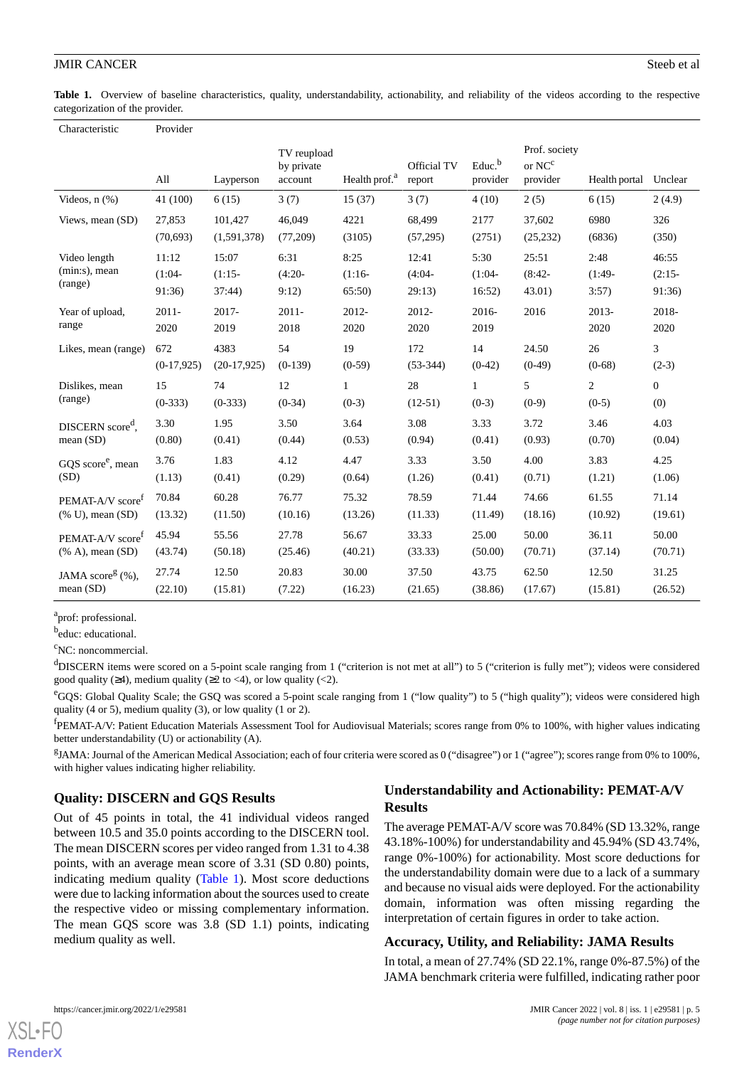**Table 1.** Overview of baseline characteristics, quality, understandability, actionability, and reliability of the videos according to the respective categorization of the provider.

| Characteristic | Provider | | | | | | | | |
|---|---|---|---|---|---|---|---|---|---|
| | All | Layperson | TV reupload by private account | Health prof.[a] | Official TV report | Educ.[b] provider | Prof. society or NC[c] provider | Health portal | Unclear |
| Videos, n (%) | 41 (100) | 6 (15) | 3 (7) | 15 (37) | 3 (7) | 4 (10) | 2 (5) | 6 (15) | 2 (4.9) |
| Views, mean (SD) | 27,853 (70,693) | 101,427 (1,591,378) | 46,049 (77,209) | 4221 (3105) | 68,499 (57,295) | 2177 (2751) | 37,602 (25,232) | 6980 (6836) | 326 (350) |
| Video length (min:s), mean (range) | 11:12 (1:04-91:36) | 15:07 (1:15-37:44) | 6:31 (4:20-9:12) | 8:25 (1:16-65:50) | 12:41 (4:04-29:13) | 5:30 (1:04-16:52) | 25:51 (8:42-43.01) | 2:48 (1:49-3:57) | 46:55 (2:15-91:36) |
| Year of upload, range | 2011-2020 | 2017-2019 | 2011-2018 | 2012-2020 | 2012-2020 | 2016-2019 | 2016 | 2013-2020 | 2018-2020 |
| Likes, mean (range) | 672 (0-17,925) | 4383 (20-17,925) | 54 (0-139) | 19 (0-59) | 172 (53-344) | 14 (0-42) | 24.50 (0-49) | 26 (0-68) | 3 (2-3) |
| Dislikes, mean (range) | 15 (0-333) | 74 (0-333) | 12 (0-34) | 1 (0-3) | 28 (12-51) | 1 (0-3) | 5 (0-9) | 2 (0-5) | 0 (0) |
| DISCERN score[d], mean (SD) | 3.30 (0.80) | 1.95 (0.41) | 3.50 (0.44) | 3.64 (0.53) | 3.08 (0.94) | 3.33 (0.41) | 3.72 (0.93) | 3.46 (0.70) | 4.03 (0.04) |
| GQS score[e], mean (SD) | 3.76 (1.13) | 1.83 (0.41) | 4.12 (0.29) | 4.47 (0.64) | 3.33 (1.26) | 3.50 (0.41) | 4.00 (0.71) | 3.83 (1.21) | 4.25 (1.06) |
| PEMAT-A/V score[f] (% U), mean (SD) | 70.84 (13.32) | 60.28 (11.50) | 76.77 (10.16) | 75.32 (13.26) | 78.59 (11.33) | 71.44 (11.49) | 74.66 (18.16) | 61.55 (10.92) | 71.14 (19.61) |
| PEMAT-A/V score[f] (% A), mean (SD) | 45.94 (43.74) | 55.56 (50.18) | 27.78 (25.46) | 56.67 (40.21) | 33.33 (33.33) | 25.00 (50.00) | 50.00 (70.71) | 36.11 (37.14) | 50.00 (70.71) |
| JAMA score[g] (%), mean (SD) | 27.74 (22.10) | 12.50 (15.81) | 20.83 (7.22) | 30.00 (16.23) | 37.50 (21.65) | 43.75 (38.86) | 62.50 (17.67) | 12.50 (15.81) | 31.25 (26.52) |

[a]prof: professional.

[b]educ: educational.

[c]NC: noncommercial.

[d]DISCERN items were scored on a 5-point scale ranging from 1 ("criterion is not met at all") to 5 ("criterion is fully met"); videos were considered good quality (≥4), medium quality (≥2 to <4), or low quality (<2).

[e]GQS: Global Quality Scale; the GSQ was scored a 5-point scale ranging from 1 ("low quality") to 5 ("high quality"); videos were considered high quality (4 or 5), medium quality (3), or low quality (1 or 2).

[f]PEMAT-A/V: Patient Education Materials Assessment Tool for Audiovisual Materials; scores range from 0% to 100%, with higher values indicating better understandability (U) or actionability (A).

[g]JAMA: Journal of the American Medical Association; each of four criteria were scored as 0 ("disagree") or 1 ("agree"); scores range from 0% to 100%, with higher values indicating higher reliability.

## Quality: DISCERN and GQS Results

Out of 45 points in total, the 41 individual videos ranged between 10.5 and 35.0 points according to the DISCERN tool. The mean DISCERN scores per video ranged from 1.31 to 4.38 points, with an average mean score of 3.31 (SD 0.80) points, indicating medium quality (Table 1). Most score deductions were due to lacking information about the sources used to create the respective video or missing complementary information. The mean GQS score was 3.8 (SD 1.1) points, indicating medium quality as well.

## Understandability and Actionability: PEMAT-A/V Results

The average PEMAT-A/V score was 70.84% (SD 13.32%, range 43.18%-100%) for understandability and 45.94% (SD 43.74%, range 0%-100%) for actionability. Most score deductions for the understandability domain were due to a lack of a summary and because no visual aids were deployed. For the actionability domain, information was often missing regarding the interpretation of certain figures in order to take action.

## Accuracy, Utility, and Reliability: JAMA Results

In total, a mean of 27.74% (SD 22.1%, range 0%-87.5%) of the JAMA benchmark criteria were fulfilled, indicating rather poor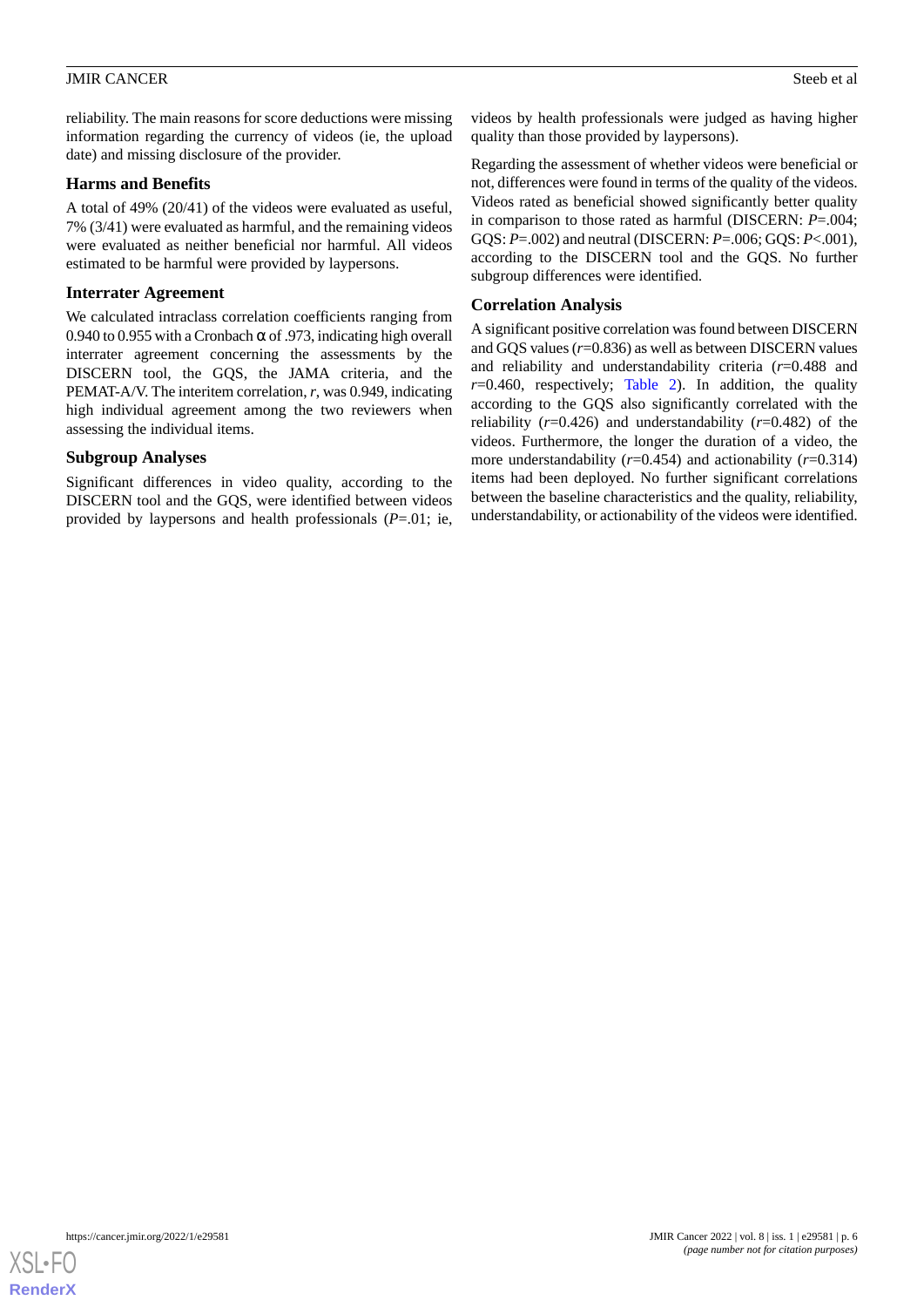reliability. The main reasons for score deductions were missing information regarding the currency of videos (ie, the upload date) and missing disclosure of the provider.

### Harms and Benefits

A total of 49% (20/41) of the videos were evaluated as useful, 7% (3/41) were evaluated as harmful, and the remaining videos were evaluated as neither beneficial nor harmful. All videos estimated to be harmful were provided by laypersons.

### Interrater Agreement

We calculated intraclass correlation coefficients ranging from 0.940 to 0.955 with a Cronbach α of .973, indicating high overall interrater agreement concerning the assessments by the DISCERN tool, the GQS, the JAMA criteria, and the PEMAT-A/V. The interitem correlation, *r*, was 0.949, indicating high individual agreement among the two reviewers when assessing the individual items.

### Subgroup Analyses

Significant differences in video quality, according to the DISCERN tool and the GQS, were identified between videos provided by laypersons and health professionals (*P*=.01; ie, videos by health professionals were judged as having higher quality than those provided by laypersons).

Regarding the assessment of whether videos were beneficial or not, differences were found in terms of the quality of the videos. Videos rated as beneficial showed significantly better quality in comparison to those rated as harmful (DISCERN: *P*=.004; GQS: *P*=.002) and neutral (DISCERN: *P*=.006; GQS: *P*<.001), according to the DISCERN tool and the GQS. No further subgroup differences were identified.

### Correlation Analysis

A significant positive correlation was found between DISCERN and GQS values (*r*=0.836) as well as between DISCERN values and reliability and understandability criteria (*r*=0.488 and *r*=0.460, respectively; Table 2). In addition, the quality according to the GQS also significantly correlated with the reliability (*r*=0.426) and understandability (*r*=0.482) of the videos. Furthermore, the longer the duration of a video, the more understandability (*r*=0.454) and actionability (*r*=0.314) items had been deployed. No further significant correlations between the baseline characteristics and the quality, reliability, understandability, or actionability of the videos were identified.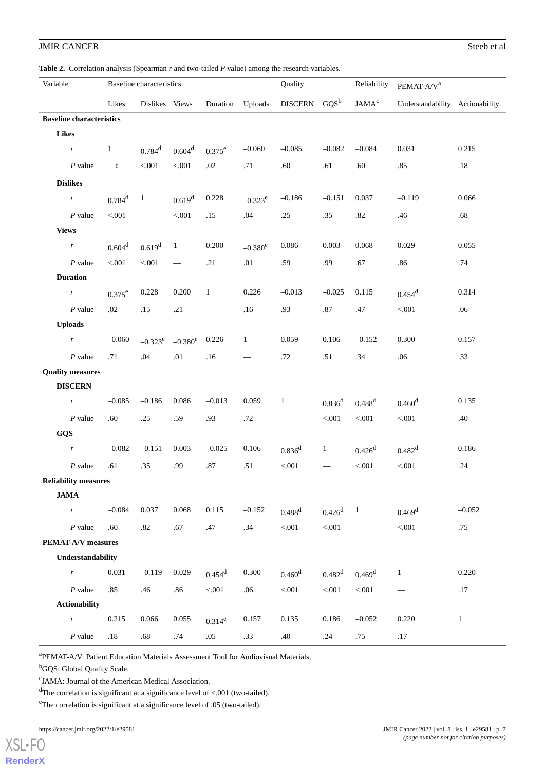**Table 2.** Correlation analysis (Spearman *r* and two-tailed *P* value) among the research variables.

| Variable | Baseline characteristics | | | | | Quality | | Reliability | PEMAT-A/V[a] | |
|---|---|---|---|---|---|---|---|---|---|---|
| | Likes | Dislikes | Views | Duration | Uploads | DISCERN | GQS[b] | JAMA[c] | Understandability | Actionability |
| **Baseline characteristics** | | | | | | | | | | |
| **Likes** | | | | | | | | | | |
| *r* | 1 | 0.784[d] | 0.604[d] | 0.375[e] | –0.060 | –0.085 | –0.082 | –0.084 | 0.031 | 0.215 |
| *P* value | —[f] | <.001 | <.001 | .02 | .71 | .60 | .61 | .60 | .85 | .18 |
| **Dislikes** | | | | | | | | | | |
| *r* | 0.784[d] | 1 | 0.619[d] | 0.228 | –0.323[e] | –0.186 | –0.151 | 0.037 | –0.119 | 0.066 |
| *P* value | <.001 | — | <.001 | .15 | .04 | .25 | .35 | .82 | .46 | .68 |
| **Views** | | | | | | | | | | |
| *r* | 0.604[d] | 0.619[d] | 1 | 0.200 | –0.380[e] | 0.086 | 0.003 | 0.068 | 0.029 | 0.055 |
| *P* value | <.001 | <.001 | — | .21 | .01 | .59 | .99 | .67 | .86 | .74 |
| **Duration** | | | | | | | | | | |
| *r* | 0.375[e] | 0.228 | 0.200 | 1 | 0.226 | –0.013 | –0.025 | 0.115 | 0.454[d] | 0.314 |
| *P* value | .02 | .15 | .21 | — | .16 | .93 | .87 | .47 | <.001 | .06 |
| **Uploads** | | | | | | | | | | |
| *r* | –0.060 | –0.323[e] | –0.380[e] | 0.226 | 1 | 0.059 | 0.106 | –0.152 | 0.300 | 0.157 |
| *P* value | .71 | .04 | .01 | .16 | — | .72 | .51 | .34 | .06 | .33 |
| **Quality measures** | | | | | | | | | | |
| **DISCERN** | | | | | | | | | | |
| *r* | –0.085 | –0.186 | 0.086 | –0.013 | 0.059 | 1 | 0.836[d] | 0.488[d] | 0.460[d] | 0.135 |
| *P* value | .60 | .25 | .59 | .93 | .72 | — | <.001 | <.001 | <.001 | .40 |
| **GQS** | | | | | | | | | | |
| *r* | –0.082 | –0.151 | 0.003 | –0.025 | 0.106 | 0.836[d] | 1 | 0.426[d] | 0.482[d] | 0.186 |
| *P* value | .61 | .35 | .99 | .87 | .51 | <.001 | — | <.001 | <.001 | .24 |
| **Reliability measures** | | | | | | | | | | |
| **JAMA** | | | | | | | | | | |
| *r* | –0.084 | 0.037 | 0.068 | 0.115 | –0.152 | 0.488[d] | 0.426[d] | 1 | 0.469[d] | –0.052 |
| *P* value | .60 | .82 | .67 | .47 | .34 | <.001 | <.001 | — | <.001 | .75 |
| **PEMAT-A/V measures** | | | | | | | | | | |
| **Understandability** | | | | | | | | | | |
| *r* | 0.031 | –0.119 | 0.029 | 0.454[d] | 0.300 | 0.460[d] | 0.482[d] | 0.469[d] | 1 | 0.220 |
| *P* value | .85 | .46 | .86 | <.001 | .06 | <.001 | <.001 | <.001 | — | .17 |
| **Actionability** | | | | | | | | | | |
| *r* | 0.215 | 0.066 | 0.055 | 0.314[e] | 0.157 | 0.135 | 0.186 | –0.052 | 0.220 | 1 |
| *P* value | .18 | .68 | .74 | .05 | .33 | .40 | .24 | .75 | .17 | — |

[a]PEMAT-A/V: Patient Education Materials Assessment Tool for Audiovisual Materials.

[b]GQS: Global Quality Scale.

[c]JAMA: Journal of the American Medical Association.

[d]The correlation is significant at a significance level of <.001 (two-tailed).

[e]The correlation is significant at a significance level of .05 (two-tailed).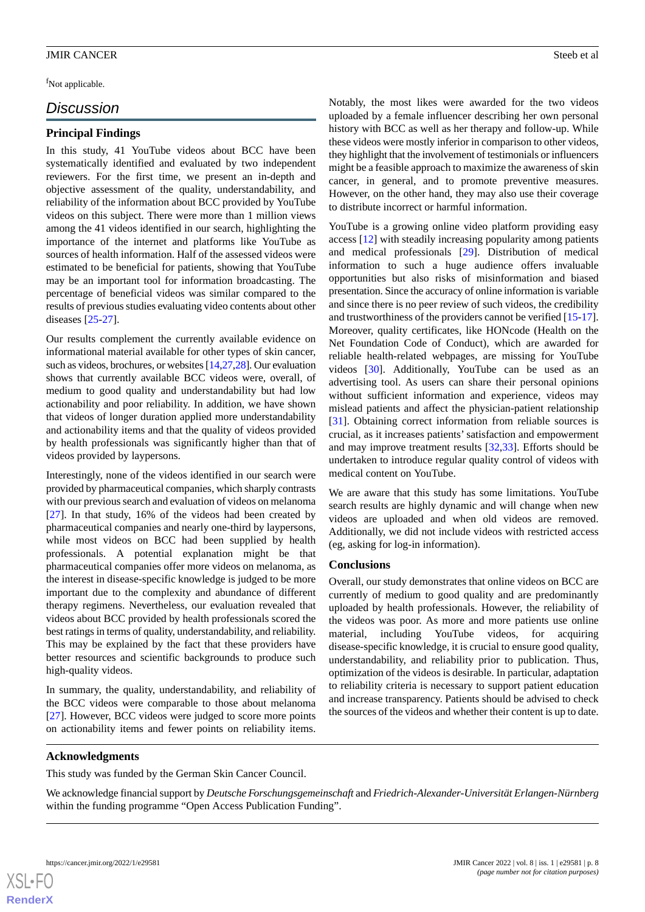[f]Not applicable.

## Discussion

### Principal Findings

In this study, 41 YouTube videos about BCC have been systematically identified and evaluated by two independent reviewers. For the first time, we present an in-depth and objective assessment of the quality, understandability, and reliability of the information about BCC provided by YouTube videos on this subject. There were more than 1 million views among the 41 videos identified in our search, highlighting the importance of the internet and platforms like YouTube as sources of health information. Half of the assessed videos were estimated to be beneficial for patients, showing that YouTube may be an important tool for information broadcasting. The percentage of beneficial videos was similar compared to the results of previous studies evaluating video contents about other diseases [25-27].

Our results complement the currently available evidence on informational material available for other types of skin cancer, such as videos, brochures, or websites [14,27,28]. Our evaluation shows that currently available BCC videos were, overall, of medium to good quality and understandability but had low actionability and poor reliability. In addition, we have shown that videos of longer duration applied more understandability and actionability items and that the quality of videos provided by health professionals was significantly higher than that of videos provided by laypersons.

Interestingly, none of the videos identified in our search were provided by pharmaceutical companies, which sharply contrasts with our previous search and evaluation of videos on melanoma [27]. In that study, 16% of the videos had been created by pharmaceutical companies and nearly one-third by laypersons, while most videos on BCC had been supplied by health professionals. A potential explanation might be that pharmaceutical companies offer more videos on melanoma, as the interest in disease-specific knowledge is judged to be more important due to the complexity and abundance of different therapy regimens. Nevertheless, our evaluation revealed that videos about BCC provided by health professionals scored the best ratings in terms of quality, understandability, and reliability. This may be explained by the fact that these providers have better resources and scientific backgrounds to produce such high-quality videos.

In summary, the quality, understandability, and reliability of the BCC videos were comparable to those about melanoma [27]. However, BCC videos were judged to score more points on actionability items and fewer points on reliability items. Notably, the most likes were awarded for the two videos uploaded by a female influencer describing her own personal history with BCC as well as her therapy and follow-up. While these videos were mostly inferior in comparison to other videos, they highlight that the involvement of testimonials or influencers might be a feasible approach to maximize the awareness of skin cancer, in general, and to promote preventive measures. However, on the other hand, they may also use their coverage to distribute incorrect or harmful information.

YouTube is a growing online video platform providing easy access [12] with steadily increasing popularity among patients and medical professionals [29]. Distribution of medical information to such a huge audience offers invaluable opportunities but also risks of misinformation and biased presentation. Since the accuracy of online information is variable and since there is no peer review of such videos, the credibility and trustworthiness of the providers cannot be verified [15-17]. Moreover, quality certificates, like HONcode (Health on the Net Foundation Code of Conduct), which are awarded for reliable health-related webpages, are missing for YouTube videos [30]. Additionally, YouTube can be used as an advertising tool. As users can share their personal opinions without sufficient information and experience, videos may mislead patients and affect the physician-patient relationship [31]. Obtaining correct information from reliable sources is crucial, as it increases patients' satisfaction and empowerment and may improve treatment results [32,33]. Efforts should be undertaken to introduce regular quality control of videos with medical content on YouTube.

We are aware that this study has some limitations. YouTube search results are highly dynamic and will change when new videos are uploaded and when old videos are removed. Additionally, we did not include videos with restricted access (eg, asking for log-in information).

### Conclusions

Overall, our study demonstrates that online videos on BCC are currently of medium to good quality and are predominantly uploaded by health professionals. However, the reliability of the videos was poor. As more and more patients use online material, including YouTube videos, for acquiring disease-specific knowledge, it is crucial to ensure good quality, understandability, and reliability prior to publication. Thus, optimization of the videos is desirable. In particular, adaptation to reliability criteria is necessary to support patient education and increase transparency. Patients should be advised to check the sources of the videos and whether their content is up to date.

## Acknowledgments

This study was funded by the German Skin Cancer Council.

We acknowledge financial support by *Deutsche Forschungsgemeinschaft* and *Friedrich-Alexander-Universität Erlangen-Nürnberg* within the funding programme "Open Access Publication Funding".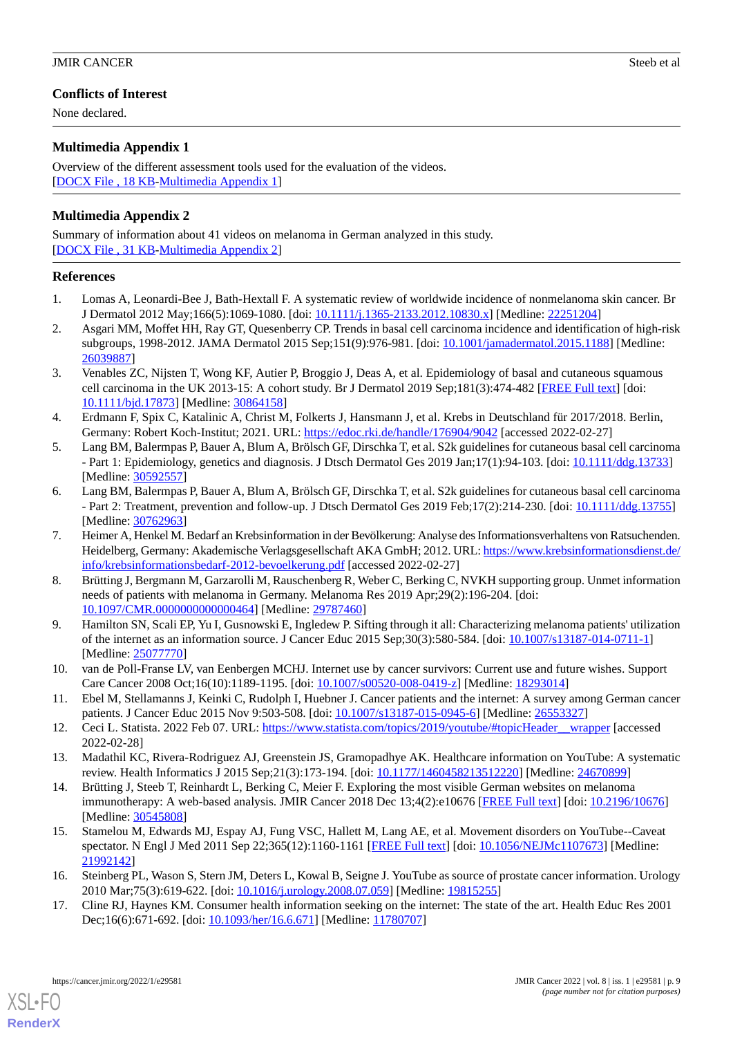## Conflicts of Interest

None declared.

## Multimedia Appendix 1

Overview of the different assessment tools used for the evaluation of the videos.
[DOCX File , 18 KB-Multimedia Appendix 1]

## Multimedia Appendix 2

Summary of information about 41 videos on melanoma in German analyzed in this study.
[DOCX File , 31 KB-Multimedia Appendix 2]

## References

1. Lomas A, Leonardi-Bee J, Bath-Hextall F. A systematic review of worldwide incidence of nonmelanoma skin cancer. Br J Dermatol 2012 May;166(5):1069-1080. [doi: 10.1111/j.1365-2133.2012.10830.x] [Medline: 22251204]
2. Asgari MM, Moffet HH, Ray GT, Quesenberry CP. Trends in basal cell carcinoma incidence and identification of high-risk subgroups, 1998-2012. JAMA Dermatol 2015 Sep;151(9):976-981. [doi: 10.1001/jamadermatol.2015.1188] [Medline: 26039887]
3. Venables ZC, Nijsten T, Wong KF, Autier P, Broggio J, Deas A, et al. Epidemiology of basal and cutaneous squamous cell carcinoma in the UK 2013-15: A cohort study. Br J Dermatol 2019 Sep;181(3):474-482 [FREE Full text] [doi: 10.1111/bjd.17873] [Medline: 30864158]
4. Erdmann F, Spix C, Katalinic A, Christ M, Folkerts J, Hansmann J, et al. Krebs in Deutschland für 2017/2018. Berlin, Germany: Robert Koch-Institut; 2021. URL: https://edoc.rki.de/handle/176904/9042 [accessed 2022-02-27]
5. Lang BM, Balermpas P, Bauer A, Blum A, Brölsch GF, Dirschka T, et al. S2k guidelines for cutaneous basal cell carcinoma - Part 1: Epidemiology, genetics and diagnosis. J Dtsch Dermatol Ges 2019 Jan;17(1):94-103. [doi: 10.1111/ddg.13733] [Medline: 30592557]
6. Lang BM, Balermpas P, Bauer A, Blum A, Brölsch GF, Dirschka T, et al. S2k guidelines for cutaneous basal cell carcinoma - Part 2: Treatment, prevention and follow-up. J Dtsch Dermatol Ges 2019 Feb;17(2):214-230. [doi: 10.1111/ddg.13755] [Medline: 30762963]
7. Heimer A, Henkel M. Bedarf an Krebsinformation in der Bevölkerung: Analyse des Informationsverhaltens von Ratsuchenden. Heidelberg, Germany: Akademische Verlagsgesellschaft AKA GmbH; 2012. URL: https://www.krebsinformationsdienst.de/info/krebsinformationsbedarf-2012-bevoelkerung.pdf [accessed 2022-02-27]
8. Brütting J, Bergmann M, Garzarolli M, Rauschenberg R, Weber C, Berking C, NVKH supporting group. Unmet information needs of patients with melanoma in Germany. Melanoma Res 2019 Apr;29(2):196-204. [doi: 10.1097/CMR.0000000000000464] [Medline: 29787460]
9. Hamilton SN, Scali EP, Yu I, Gusnowski E, Ingledew P. Sifting through it all: Characterizing melanoma patients' utilization of the internet as an information source. J Cancer Educ 2015 Sep;30(3):580-584. [doi: 10.1007/s13187-014-0711-1] [Medline: 25077770]
10. van de Poll-Franse LV, van Eenbergen MCHJ. Internet use by cancer survivors: Current use and future wishes. Support Care Cancer 2008 Oct;16(10):1189-1195. [doi: 10.1007/s00520-008-0419-z] [Medline: 18293014]
11. Ebel M, Stellamanns J, Keinki C, Rudolph I, Huebner J. Cancer patients and the internet: A survey among German cancer patients. J Cancer Educ 2015 Nov 9:503-508. [doi: 10.1007/s13187-015-0945-6] [Medline: 26553327]
12. Ceci L. Statista. 2022 Feb 07. URL: https://www.statista.com/topics/2019/youtube/#topicHeader__wrapper [accessed 2022-02-28]
13. Madathil KC, Rivera-Rodriguez AJ, Greenstein JS, Gramopadhye AK. Healthcare information on YouTube: A systematic review. Health Informatics J 2015 Sep;21(3):173-194. [doi: 10.1177/1460458213512220] [Medline: 24670899]
14. Brütting J, Steeb T, Reinhardt L, Berking C, Meier F. Exploring the most visible German websites on melanoma immunotherapy: A web-based analysis. JMIR Cancer 2018 Dec 13;4(2):e10676 [FREE Full text] [doi: 10.2196/10676] [Medline: 30545808]
15. Stamelou M, Edwards MJ, Espay AJ, Fung VSC, Hallett M, Lang AE, et al. Movement disorders on YouTube--Caveat spectator. N Engl J Med 2011 Sep 22;365(12):1160-1161 [FREE Full text] [doi: 10.1056/NEJMc1107673] [Medline: 21992142]
16. Steinberg PL, Wason S, Stern JM, Deters L, Kowal B, Seigne J. YouTube as source of prostate cancer information. Urology 2010 Mar;75(3):619-622. [doi: 10.1016/j.urology.2008.07.059] [Medline: 19815255]
17. Cline RJ, Haynes KM. Consumer health information seeking on the internet: The state of the art. Health Educ Res 2001 Dec;16(6):671-692. [doi: 10.1093/her/16.6.671] [Medline: 11780707]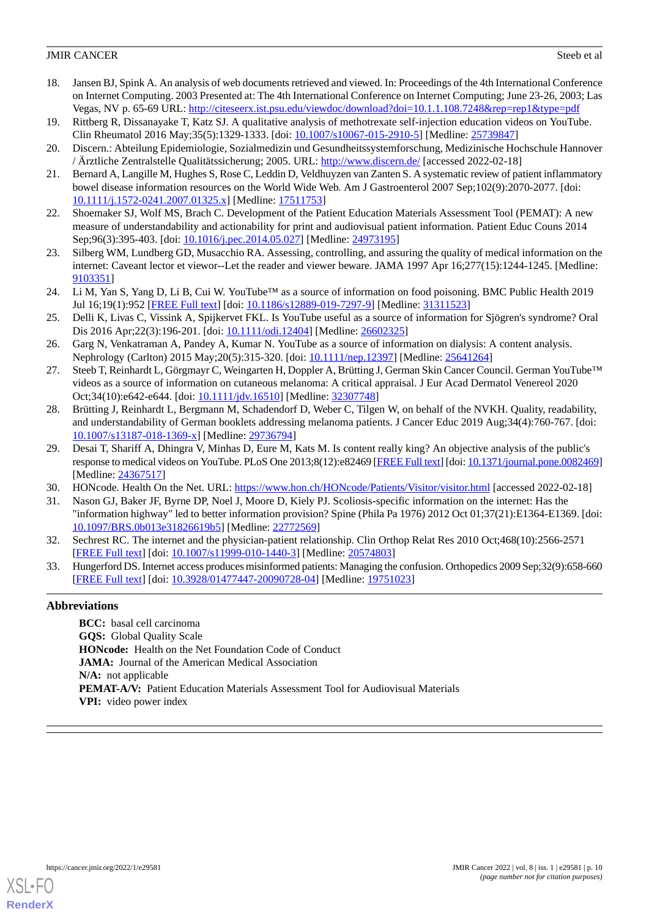18. Jansen BJ, Spink A. An analysis of web documents retrieved and viewed. In: Proceedings of the 4th International Conference on Internet Computing. 2003 Presented at: The 4th International Conference on Internet Computing; June 23-26, 2003; Las Vegas, NV p. 65-69 URL: http://citeseerx.ist.psu.edu/viewdoc/download?doi=10.1.1.108.7248&rep=rep1&type=pdf
19. Rittberg R, Dissanayake T, Katz SJ. A qualitative analysis of methotrexate self-injection education videos on YouTube. Clin Rheumatol 2016 May;35(5):1329-1333. [doi: 10.1007/s10067-015-2910-5] [Medline: 25739847]
20. Discern.: Abteilung Epidemiologie, Sozialmedizin und Gesundheitssystemforschung, Medizinische Hochschule Hannover / Ärztliche Zentralstelle Qualitätssicherung; 2005. URL: http://www.discern.de/ [accessed 2022-02-18]
21. Bernard A, Langille M, Hughes S, Rose C, Leddin D, Veldhuyzen van Zanten S. A systematic review of patient inflammatory bowel disease information resources on the World Wide Web. Am J Gastroenterol 2007 Sep;102(9):2070-2077. [doi: 10.1111/j.1572-0241.2007.01325.x] [Medline: 17511753]
22. Shoemaker SJ, Wolf MS, Brach C. Development of the Patient Education Materials Assessment Tool (PEMAT): A new measure of understandability and actionability for print and audiovisual patient information. Patient Educ Couns 2014 Sep;96(3):395-403. [doi: 10.1016/j.pec.2014.05.027] [Medline: 24973195]
23. Silberg WM, Lundberg GD, Musacchio RA. Assessing, controlling, and assuring the quality of medical information on the internet: Caveant lector et viewor--Let the reader and viewer beware. JAMA 1997 Apr 16;277(15):1244-1245. [Medline: 9103351]
24. Li M, Yan S, Yang D, Li B, Cui W. YouTube™ as a source of information on food poisoning. BMC Public Health 2019 Jul 16;19(1):952 [FREE Full text] [doi: 10.1186/s12889-019-7297-9] [Medline: 31311523]
25. Delli K, Livas C, Vissink A, Spijkervet FKL. Is YouTube useful as a source of information for Sjögren's syndrome? Oral Dis 2016 Apr;22(3):196-201. [doi: 10.1111/odi.12404] [Medline: 26602325]
26. Garg N, Venkatraman A, Pandey A, Kumar N. YouTube as a source of information on dialysis: A content analysis. Nephrology (Carlton) 2015 May;20(5):315-320. [doi: 10.1111/nep.12397] [Medline: 25641264]
27. Steeb T, Reinhardt L, Görgmayr C, Weingarten H, Doppler A, Brütting J, German Skin Cancer Council. German YouTube™ videos as a source of information on cutaneous melanoma: A critical appraisal. J Eur Acad Dermatol Venereol 2020 Oct;34(10):e642-e644. [doi: 10.1111/jdv.16510] [Medline: 32307748]
28. Brütting J, Reinhardt L, Bergmann M, Schadendorf D, Weber C, Tilgen W, on behalf of the NVKH. Quality, readability, and understandability of German booklets addressing melanoma patients. J Cancer Educ 2019 Aug;34(4):760-767. [doi: 10.1007/s13187-018-1369-x] [Medline: 29736794]
29. Desai T, Shariff A, Dhingra V, Minhas D, Eure M, Kats M. Is content really king? An objective analysis of the public's response to medical videos on YouTube. PLoS One 2013;8(12):e82469 [FREE Full text] [doi: 10.1371/journal.pone.0082469] [Medline: 24367517]
30. HONcode. Health On the Net. URL: https://www.hon.ch/HONcode/Patients/Visitor/visitor.html [accessed 2022-02-18]
31. Nason GJ, Baker JF, Byrne DP, Noel J, Moore D, Kiely PJ. Scoliosis-specific information on the internet: Has the "information highway" led to better information provision? Spine (Phila Pa 1976) 2012 Oct 01;37(21):E1364-E1369. [doi: 10.1097/BRS.0b013e31826619b5] [Medline: 22772569]
32. Sechrest RC. The internet and the physician-patient relationship. Clin Orthop Relat Res 2010 Oct;468(10):2566-2571 [FREE Full text] [doi: 10.1007/s11999-010-1440-3] [Medline: 20574803]
33. Hungerford DS. Internet access produces misinformed patients: Managing the confusion. Orthopedics 2009 Sep;32(9):658-660 [FREE Full text] [doi: 10.3928/01477447-20090728-04] [Medline: 19751023]

## Abbreviations

**BCC:** basal cell carcinoma
**GQS:** Global Quality Scale
**HONcode:** Health on the Net Foundation Code of Conduct
**JAMA:** Journal of the American Medical Association
**N/A:** not applicable
**PEMAT-A/V:** Patient Education Materials Assessment Tool for Audiovisual Materials
**VPI:** video power index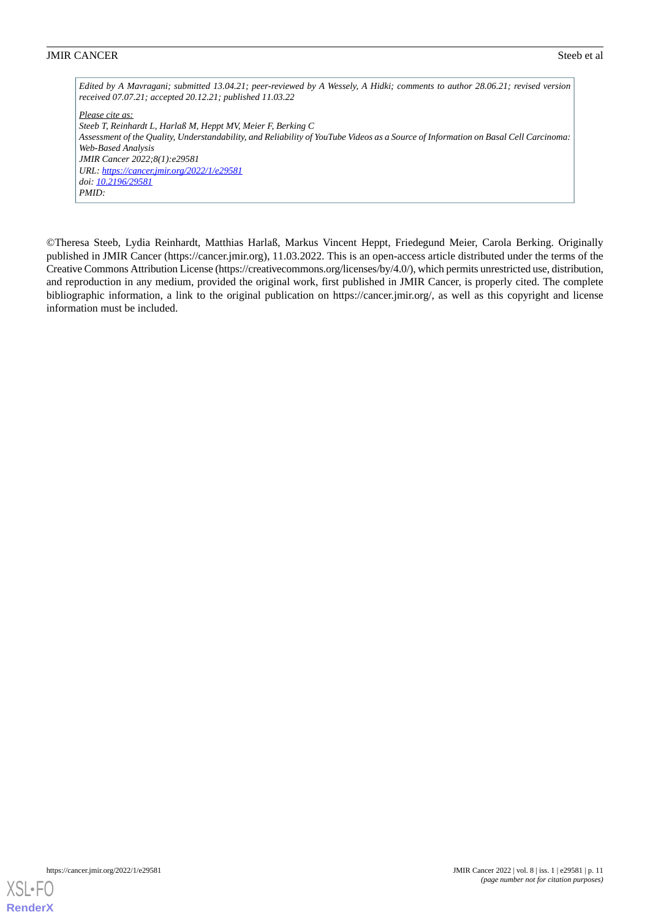*Edited by A Mavragani; submitted 13.04.21; peer-reviewed by A Wessely, A Hidki; comments to author 28.06.21; revised version received 07.07.21; accepted 20.12.21; published 11.03.22*

*Please cite as:*
*Steeb T, Reinhardt L, Harlaß M, Heppt MV, Meier F, Berking C*
*Assessment of the Quality, Understandability, and Reliability of YouTube Videos as a Source of Information on Basal Cell Carcinoma: Web-Based Analysis*
*JMIR Cancer 2022;8(1):e29581*
*URL: https://cancer.jmir.org/2022/1/e29581*
*doi: 10.2196/29581*
*PMID:*

©Theresa Steeb, Lydia Reinhardt, Matthias Harlaß, Markus Vincent Heppt, Friedegund Meier, Carola Berking. Originally published in JMIR Cancer (https://cancer.jmir.org), 11.03.2022. This is an open-access article distributed under the terms of the Creative Commons Attribution License (https://creativecommons.org/licenses/by/4.0/), which permits unrestricted use, distribution, and reproduction in any medium, provided the original work, first published in JMIR Cancer, is properly cited. The complete bibliographic information, a link to the original publication on https://cancer.jmir.org/, as well as this copyright and license information must be included.